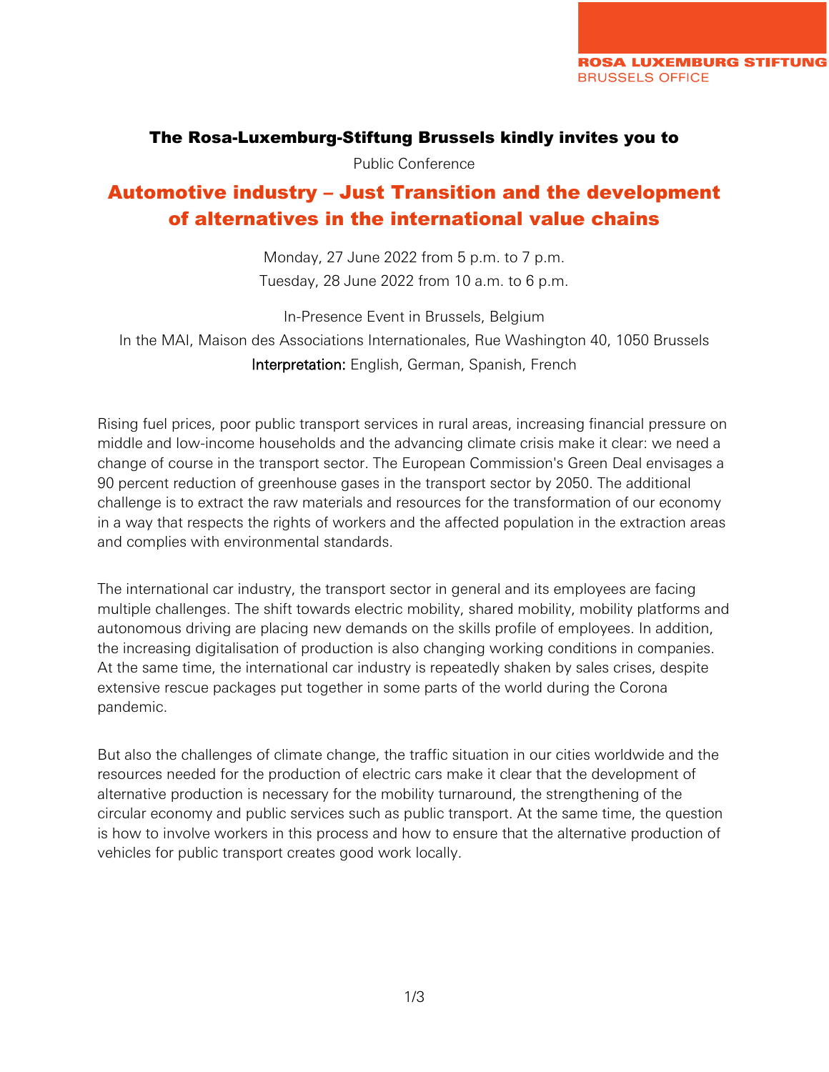ROSA LUXEMBURG STIFTUNG
BRUSSELS OFFICE

**The Rosa-Luxemburg-Stiftung Brussels kindly invites you to**

Public Conference

# Automotive industry – Just Transition and the development of alternatives in the international value chains

Monday, 27 June 2022 from 5 p.m. to 7 p.m.
Tuesday, 28 June 2022 from 10 a.m. to 6 p.m.

In-Presence Event in Brussels, Belgium
In the MAI, Maison des Associations Internationales, Rue Washington 40, 1050 Brussels
Interpretation: English, German, Spanish, French

Rising fuel prices, poor public transport services in rural areas, increasing financial pressure on middle and low-income households and the advancing climate crisis make it clear: we need a change of course in the transport sector. The European Commission's Green Deal envisages a 90 percent reduction of greenhouse gases in the transport sector by 2050. The additional challenge is to extract the raw materials and resources for the transformation of our economy in a way that respects the rights of workers and the affected population in the extraction areas and complies with environmental standards.

The international car industry, the transport sector in general and its employees are facing multiple challenges. The shift towards electric mobility, shared mobility, mobility platforms and autonomous driving are placing new demands on the skills profile of employees. In addition, the increasing digitalisation of production is also changing working conditions in companies. At the same time, the international car industry is repeatedly shaken by sales crises, despite extensive rescue packages put together in some parts of the world during the Corona pandemic.

But also the challenges of climate change, the traffic situation in our cities worldwide and the resources needed for the production of electric cars make it clear that the development of alternative production is necessary for the mobility turnaround, the strengthening of the circular economy and public services such as public transport. At the same time, the question is how to involve workers in this process and how to ensure that the alternative production of vehicles for public transport creates good work locally.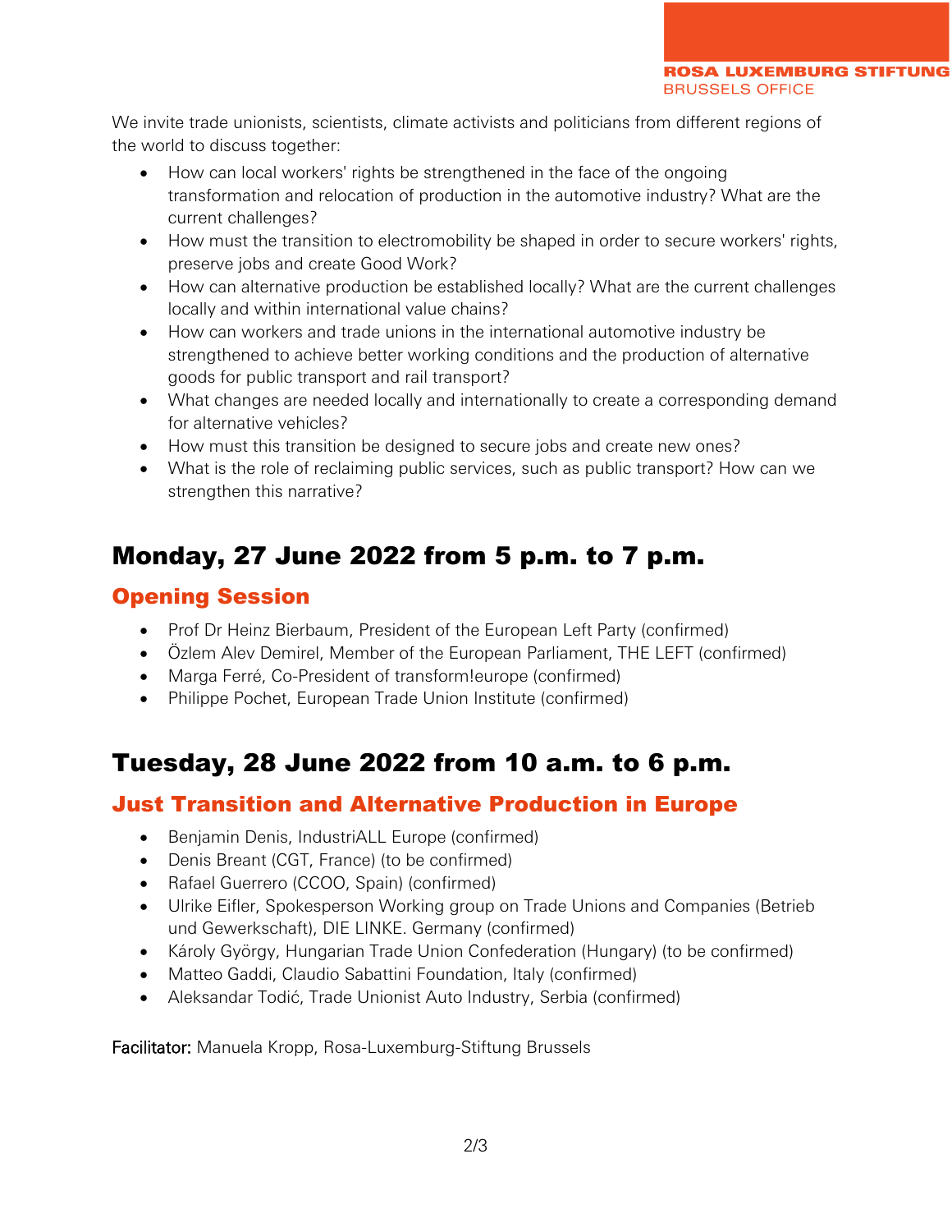We invite trade unionists, scientists, climate activists and politicians from different regions of the world to discuss together:

- How can local workers' rights be strengthened in the face of the ongoing transformation and relocation of production in the automotive industry? What are the current challenges?
- How must the transition to electromobility be shaped in order to secure workers' rights, preserve jobs and create Good Work?
- How can alternative production be established locally? What are the current challenges locally and within international value chains?
- How can workers and trade unions in the international automotive industry be strengthened to achieve better working conditions and the production of alternative goods for public transport and rail transport?
- What changes are needed locally and internationally to create a corresponding demand for alternative vehicles?
- How must this transition be designed to secure jobs and create new ones?
- What is the role of reclaiming public services, such as public transport? How can we strengthen this narrative?

# Monday, 27 June 2022 from 5 p.m. to 7 p.m.

## Opening Session

- Prof Dr Heinz Bierbaum, President of the European Left Party (confirmed)
- Özlem Alev Demirel, Member of the European Parliament, THE LEFT (confirmed)
- Marga Ferré, Co-President of transform!europe (confirmed)
- Philippe Pochet, European Trade Union Institute (confirmed)

# Tuesday, 28 June 2022 from 10 a.m. to 6 p.m.

## Just Transition and Alternative Production in Europe

- Benjamin Denis, IndustriALL Europe (confirmed)
- Denis Breant (CGT, France) (to be confirmed)
- Rafael Guerrero (CCOO, Spain) (confirmed)
- Ulrike Eifler, Spokesperson Working group on Trade Unions and Companies (Betrieb und Gewerkschaft), DIE LINKE. Germany (confirmed)
- Károly György, Hungarian Trade Union Confederation (Hungary) (to be confirmed)
- Matteo Gaddi, Claudio Sabattini Foundation, Italy (confirmed)
- Aleksandar Todić, Trade Unionist Auto Industry, Serbia (confirmed)

**Facilitator:** Manuela Kropp, Rosa-Luxemburg-Stiftung Brussels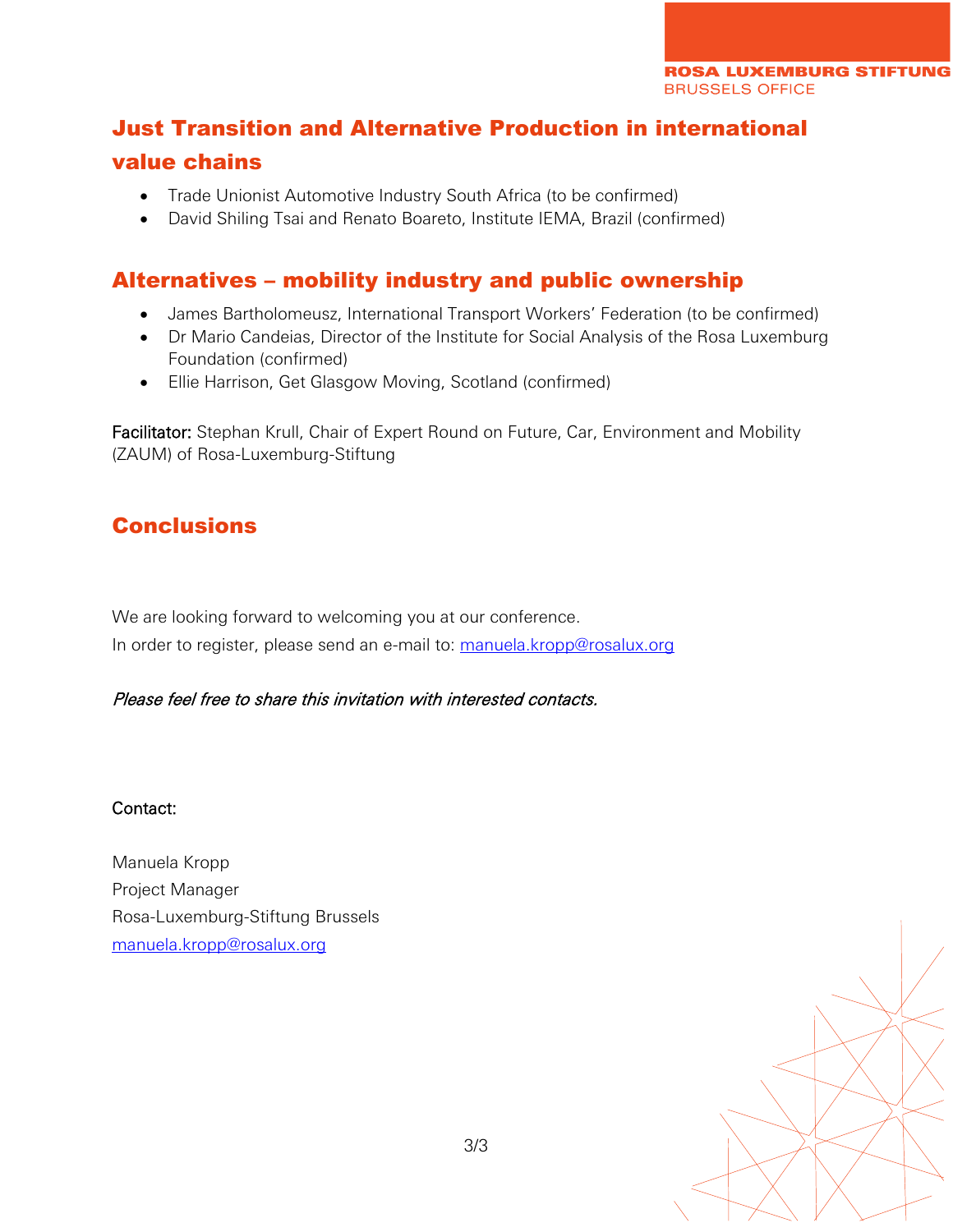## Just Transition and Alternative Production in international value chains

- Trade Unionist Automotive Industry South Africa (to be confirmed)
- David Shiling Tsai and Renato Boareto, Institute IEMA, Brazil (confirmed)

## Alternatives – mobility industry and public ownership

- James Bartholomeusz, International Transport Workers' Federation (to be confirmed)
- Dr Mario Candeias, Director of the Institute for Social Analysis of the Rosa Luxemburg Foundation (confirmed)
- Ellie Harrison, Get Glasgow Moving, Scotland (confirmed)

**Facilitator:** Stephan Krull, Chair of Expert Round on Future, Car, Environment and Mobility (ZAUM) of Rosa-Luxemburg-Stiftung

## Conclusions

We are looking forward to welcoming you at our conference.
In order to register, please send an e-mail to: manuela.kropp@rosalux.org

*Please feel free to share this invitation with interested contacts.*

Contact:

Manuela Kropp
Project Manager
Rosa-Luxemburg-Stiftung Brussels
manuela.kropp@rosalux.org